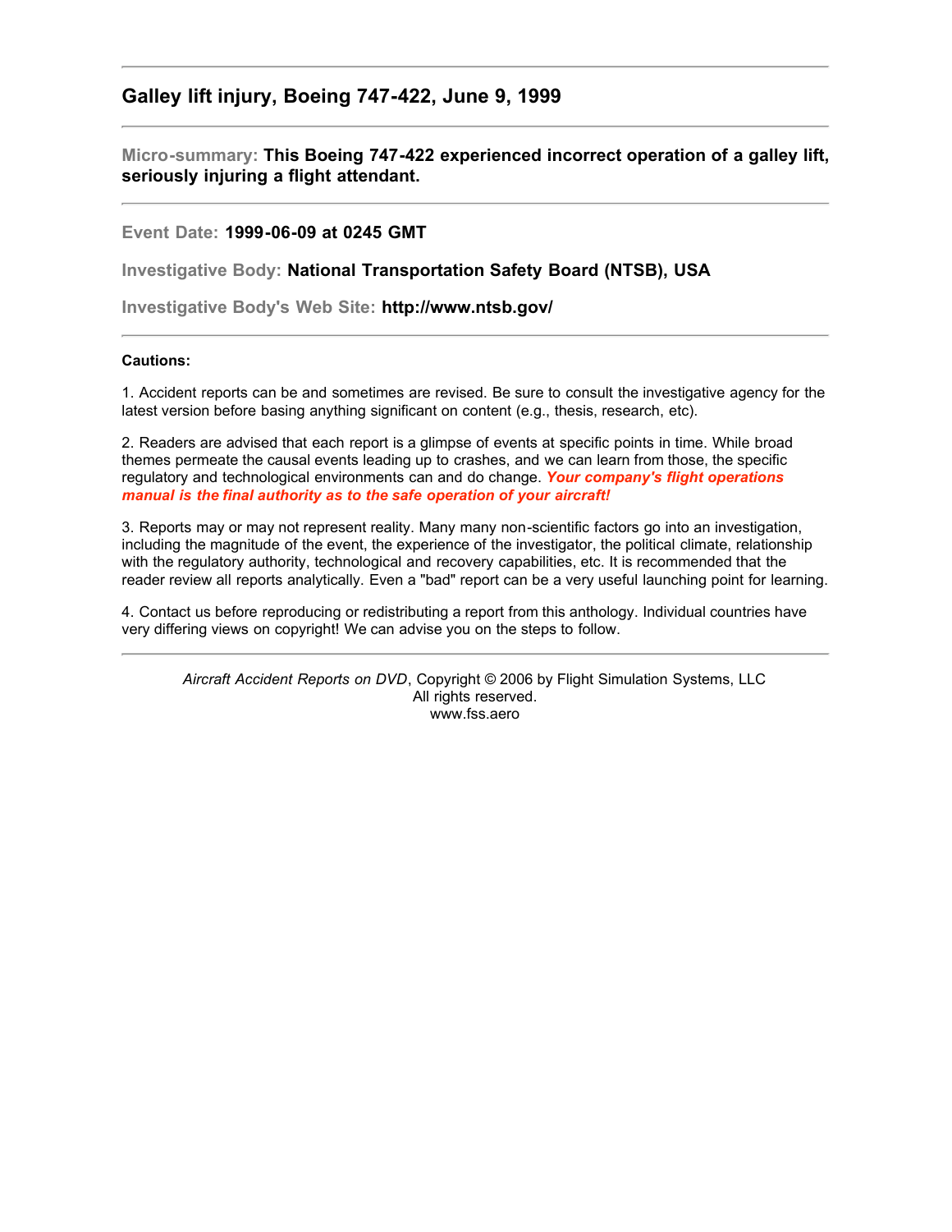## Galley lift injury, Boeing 747-422, June 9, 1999

---

**Micro-summary: This Boeing 747-422 experienced incorrect operation of a galley lift, seriously injuring a flight attendant.**

---

**Event Date: 1999-06-09 at 0245 GMT**

**Investigative Body: National Transportation Safety Board (NTSB), USA**

**Investigative Body's Web Site: http://www.ntsb.gov/**

---

**Cautions:**

1. Accident reports can be and sometimes are revised. Be sure to consult the investigative agency for the latest version before basing anything significant on content (e.g., thesis, research, etc).

2. Readers are advised that each report is a glimpse of events at specific points in time. While broad themes permeate the causal events leading up to crashes, and we can learn from those, the specific regulatory and technological environments can and do change. ***Your company's flight operations manual is the final authority as to the safe operation of your aircraft!***

3. Reports may or may not represent reality. Many many non-scientific factors go into an investigation, including the magnitude of the event, the experience of the investigator, the political climate, relationship with the regulatory authority, technological and recovery capabilities, etc. It is recommended that the reader review all reports analytically. Even a "bad" report can be a very useful launching point for learning.

4. Contact us before reproducing or redistributing a report from this anthology. Individual countries have very differing views on copyright! We can advise you on the steps to follow.

---

*Aircraft Accident Reports on DVD*, Copyright © 2006 by Flight Simulation Systems, LLC
All rights reserved.
www.fss.aero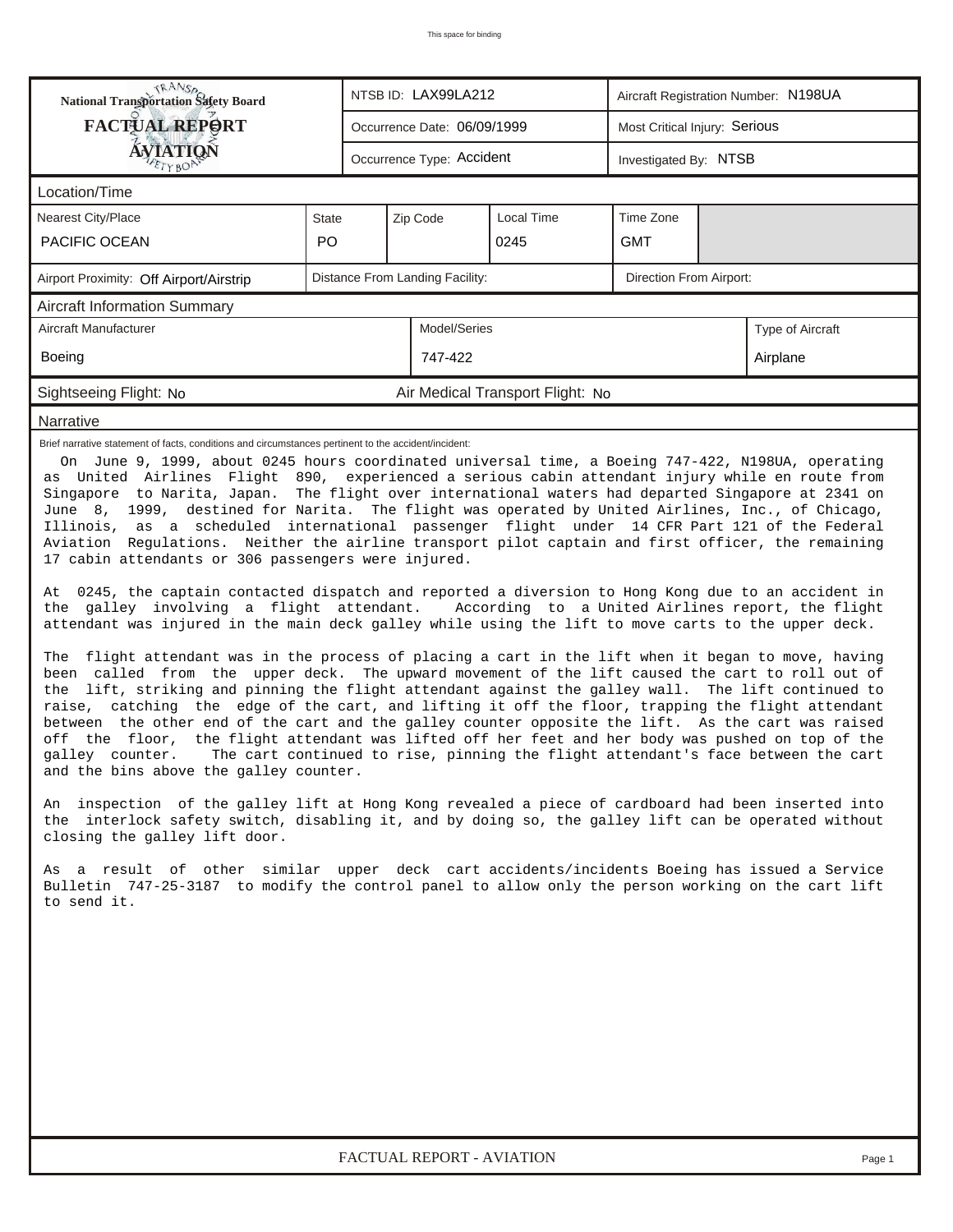This space for binding

| National Transportation Safety Board FACTUAL REPORT AVIATION | NTSB ID: LAX99LA212 | Aircraft Registration Number: N198UA |
|---|---|---|
| | Occurrence Date: 06/09/1999 | Most Critical Injury: Serious |
| | Occurrence Type: Accident | Investigated By: NTSB |

## Location/Time

| Nearest City/Place | State | Zip Code | Local Time | Time Zone |
|---|---|---|---|---|
| PACIFIC OCEAN | PO | | 0245 | GMT |

| Airport Proximity: Off Airport/Airstrip | Distance From Landing Facility: | Direction From Airport: |
|---|---|---|

## Aircraft Information Summary

| Aircraft Manufacturer | Model/Series | Type of Aircraft |
|---|---|---|
| Boeing | 747-422 | Airplane |

Sightseeing Flight: No | Air Medical Transport Flight: No

## Narrative

Brief narrative statement of facts, conditions and circumstances pertinent to the accident/incident:

On June 9, 1999, about 0245 hours coordinated universal time, a Boeing 747-422, N198UA, operating as United Airlines Flight 890, experienced a serious cabin attendant injury while en route from Singapore to Narita, Japan. The flight over international waters had departed Singapore at 2341 on June 8, 1999, destined for Narita. The flight was operated by United Airlines, Inc., of Chicago, Illinois, as a scheduled international passenger flight under 14 CFR Part 121 of the Federal Aviation Regulations. Neither the airline transport pilot captain and first officer, the remaining 17 cabin attendants or 306 passengers were injured.

At 0245, the captain contacted dispatch and reported a diversion to Hong Kong due to an accident in the galley involving a flight attendant. According to a United Airlines report, the flight attendant was injured in the main deck galley while using the lift to move carts to the upper deck.

The flight attendant was in the process of placing a cart in the lift when it began to move, having been called from the upper deck. The upward movement of the lift caused the cart to roll out of the lift, striking and pinning the flight attendant against the galley wall. The lift continued to raise, catching the edge of the cart, and lifting it off the floor, trapping the flight attendant between the other end of the cart and the galley counter opposite the lift. As the cart was raised off the floor, the flight attendant was lifted off her feet and her body was pushed on top of the galley counter. The cart continued to rise, pinning the flight attendant's face between the cart and the bins above the galley counter.

An inspection of the galley lift at Hong Kong revealed a piece of cardboard had been inserted into the interlock safety switch, disabling it, and by doing so, the galley lift can be operated without closing the galley lift door.

As a result of other similar upper deck cart accidents/incidents Boeing has issued a Service Bulletin 747-25-3187 to modify the control panel to allow only the person working on the cart lift to send it.

FACTUAL REPORT - AVIATION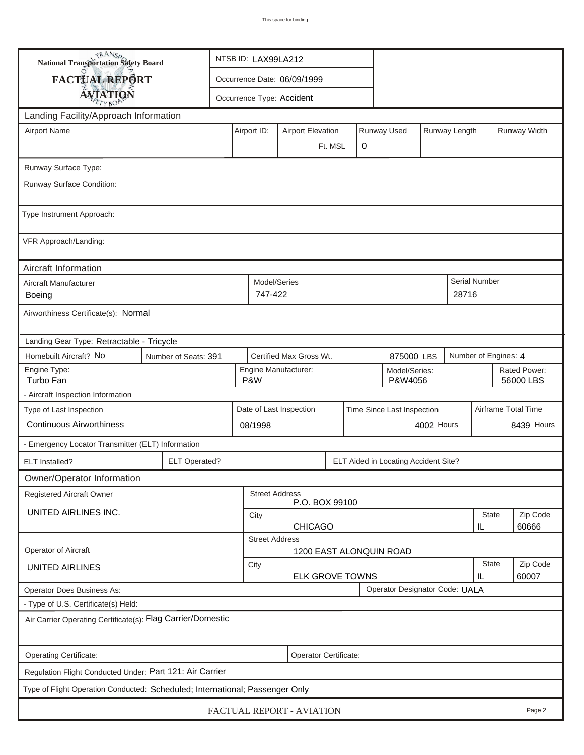This space for binding

| National Transportation Safety Board FACTUAL REPORT AVIATION | NTSB ID: LAX99LA212 |
|---|---|
| | Occurrence Date: 06/09/1999 |
| | Occurrence Type: Accident |

## Landing Facility/Approach Information

| Airport Name | Airport ID: | Airport Elevation | Runway Used | Runway Length | Runway Width |
|---|---|---|---|---|---|
| | | Ft. MSL | 0 | | |

Runway Surface Type:

Runway Surface Condition:

Type Instrument Approach:

VFR Approach/Landing:

## Aircraft Information

| Aircraft Manufacturer | Model/Series | Serial Number |
|---|---|---|
| Boeing | 747-422 | 28716 |

Airworthiness Certificate(s): Normal

Landing Gear Type: Retractable - Tricycle

| Homebuilt Aircraft? No | Number of Seats: 391 | Certified Max Gross Wt. 875000 LBS | Number of Engines: 4 |
|---|---|---|---|

| Engine Type: | Engine Manufacturer: | Model/Series: | Rated Power: |
|---|---|---|---|
| Turbo Fan | P&W | P&W4056 | 56000 LBS |

- Aircraft Inspection Information

| Type of Last Inspection | Date of Last Inspection | Time Since Last Inspection | Airframe Total Time |
|---|---|---|---|
| Continuous Airworthiness | 08/1998 | 4002 Hours | 8439 Hours |

- Emergency Locator Transmitter (ELT) Information

| ELT Installed? | ELT Operated? | ELT Aided in Locating Accident Site? |
|---|---|---|
| | | |

## Owner/Operator Information

| Registered Aircraft Owner | Street Address | | |
|---|---|---|---|
| UNITED AIRLINES INC. | P.O. BOX 99100 | | |
| | City | State | Zip Code |
| | CHICAGO | IL | 60666 |

| Operator of Aircraft | Street Address | | |
|---|---|---|---|
| UNITED AIRLINES | 1200 EAST ALONQUIN ROAD | | |
| | City | State | Zip Code |
| | ELK GROVE TOWNS | IL | 60007 |

| Operator Does Business As: | Operator Designator Code: UALA |
|---|---|

- Type of U.S. Certificate(s) Held:

Air Carrier Operating Certificate(s): Flag Carrier/Domestic

| Operating Certificate: | Operator Certificate: |
|---|---|

Regulation Flight Conducted Under: Part 121: Air Carrier

Type of Flight Operation Conducted: Scheduled; International; Passenger Only

FACTUAL REPORT - AVIATION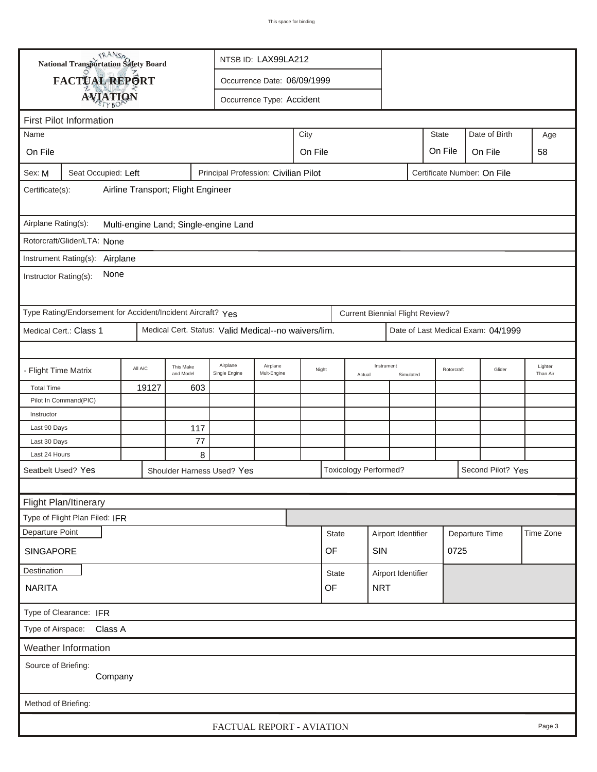This space for binding

**National Transportation Safety Board**

# FACTUAL REPORT AVIATION

NTSB ID: LAX99LA212

Occurrence Date: 06/09/1999

Occurrence Type: Accident

## First Pilot Information

| Name | City | State | Date of Birth | Age |
|---|---|---|---|---|
| On File | On File | On File | On File | 58 |

Sex: M | Seat Occupied: Left | Principal Profession: Civilian Pilot | Certificate Number: On File

Certificate(s): Airline Transport; Flight Engineer

Airplane Rating(s): Multi-engine Land; Single-engine Land

Rotorcraft/Glider/LTA: None

Instrument Rating(s): Airplane

Instructor Rating(s): None

Type Rating/Endorsement for Accident/Incident Aircraft? Yes | Current Biennial Flight Review?

Medical Cert.: Class 1 | Medical Cert. Status: Valid Medical--no waivers/lim. | Date of Last Medical Exam: 04/1999

| - Flight Time Matrix | All A/C | This Make and Model | Airplane Single Engine | Airplane Mult-Engine | Night | Instrument Actual | Instrument Simulated | Rotorcraft | Glider | Lighter Than Air |
|---|---|---|---|---|---|---|---|---|---|---|
| Total Time | 19127 | 603 | | | | | | | | |
| Pilot In Command(PIC) | | | | | | | | | | |
| Instructor | | | | | | | | | | |
| Last 90 Days | | 117 | | | | | | | | |
| Last 30 Days | | 77 | | | | | | | | |
| Last 24 Hours | | 8 | | | | | | | | |

Seatbelt Used? Yes | Shoulder Harness Used? Yes | Toxicology Performed? | Second Pilot? Yes

## Flight Plan/Itinerary

Type of Flight Plan Filed: IFR

| Departure Point | State | Airport Identifier | Departure Time | Time Zone |
|---|---|---|---|---|
| SINGAPORE | OF | SIN | 0725 | |

| Destination | State | Airport Identifier |
|---|---|---|
| NARITA | OF | NRT |

Type of Clearance: IFR

Type of Airspace: Class A

## Weather Information

Source of Briefing: Company

Method of Briefing:

FACTUAL REPORT - AVIATION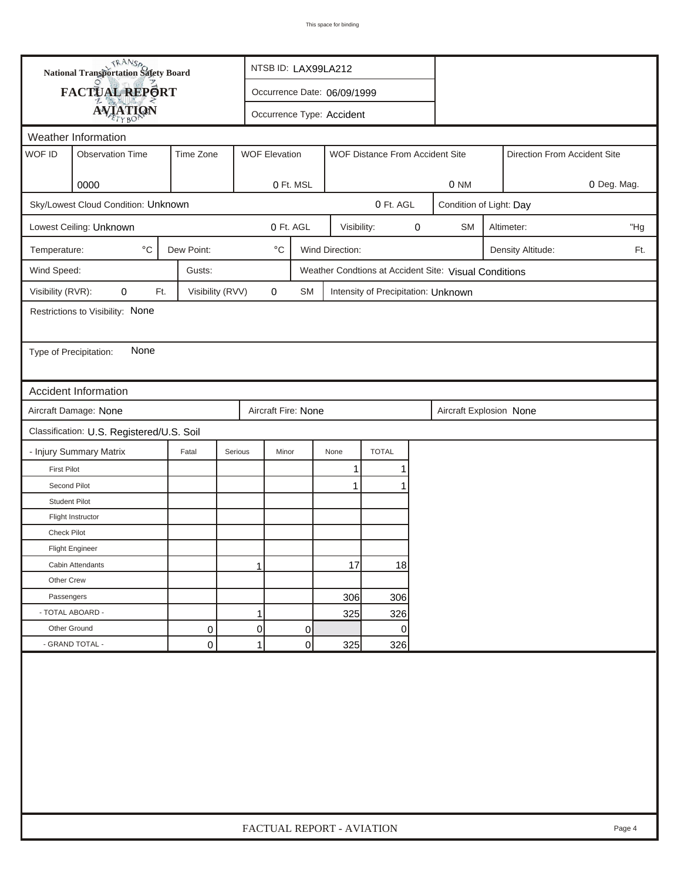This space for binding

**National Transportation Safety Board**

**FACTUAL REPORT**

**AVIATION**

NTSB ID: LAX99LA212

Occurrence Date: 06/09/1999

Occurrence Type: Accident

## Weather Information

| WOF ID | Observation Time | Time Zone | WOF Elevation | WOF Distance From Accident Site | Direction From Accident Site |
|---|---|---|---|---|---|
| | 0000 | | 0 Ft. MSL | 0 NM | 0 Deg. Mag. |

Sky/Lowest Cloud Condition: Unknown | 0 Ft. AGL | Condition of Light: Day

Lowest Ceiling: Unknown | 0 Ft. AGL | Visibility: 0 SM | Altimeter: "Hg

Temperature: °C | Dew Point: °C | Wind Direction: | Density Altitude: Ft.

Wind Speed: | Gusts: | Weather Condtions at Accident Site: Visual Conditions

Visibility (RVR): 0 Ft. | Visibility (RVV) 0 SM | Intensity of Precipitation: Unknown

Restrictions to Visibility: None

Type of Precipitation: None

## Accident Information

Aircraft Damage: None | Aircraft Fire: None | Aircraft Explosion None

Classification: U.S. Registered/U.S. Soil

| - Injury Summary Matrix | Fatal | Serious | Minor | None | TOTAL |
|---|---|---|---|---|---|
| First Pilot | | | | 1 | 1 |
| Second Pilot | | | | 1 | 1 |
| Student Pilot | | | | | |
| Flight Instructor | | | | | |
| Check Pilot | | | | | |
| Flight Engineer | | | | | |
| Cabin Attendants | | 1 | | 17 | 18 |
| Other Crew | | | | | |
| Passengers | | | | 306 | 306 |
| - TOTAL ABOARD - | | 1 | | 325 | 326 |
| Other Ground | 0 | 0 | 0 | | 0 |
| - GRAND TOTAL - | 0 | 1 | 0 | 325 | 326 |

FACTUAL REPORT - AVIATION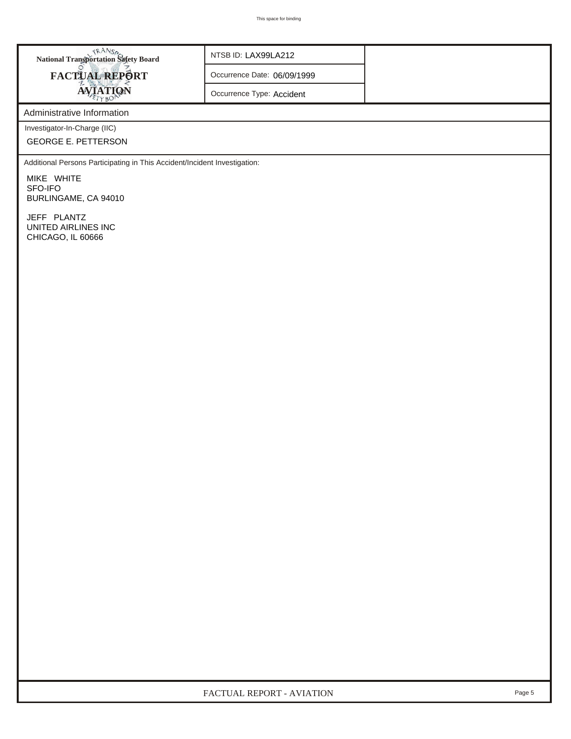| National Transportation Safety Board FACTUAL REPORT AVIATION | NTSB ID: LAX99LA212 | |
| --- | --- | --- |
| | Occurrence Date: 06/09/1999 | |
| | Occurrence Type: Accident | |

## Administrative Information

Investigator-In-Charge (IIC)

GEORGE E. PETTERSON

Additional Persons Participating in This Accident/Incident Investigation:

MIKE WHITE
SFO-IFO
BURLINGAME, CA 94010

JEFF PLANTZ
UNITED AIRLINES INC
CHICAGO, IL 60666